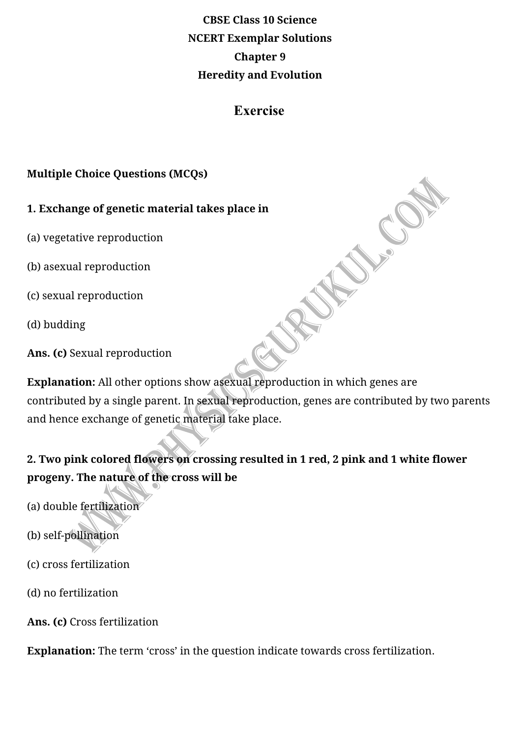**CBSE Class 10 Science**

**NCERT Exemplar Solutions**

**Chapter 9**

**Heredity and Evolution**

## Exercise

**Multiple Choice Questions (MCQs)**

**1. Exchange of genetic material takes place in**

(a) vegetative reproduction

(b) asexual reproduction

(c) sexual reproduction

(d) budding

**Ans. (c)** Sexual reproduction

**Explanation:** All other options show asexual reproduction in which genes are contributed by a single parent. In sexual reproduction, genes are contributed by two parents and hence exchange of genetic material take place.

**2. Two pink colored flowers on crossing resulted in 1 red, 2 pink and 1 white flower progeny. The nature of the cross will be**

(a) double fertilization

(b) self-pollination

(c) cross fertilization

(d) no fertilization

**Ans. (c)** Cross fertilization

**Explanation:** The term 'cross' in the question indicate towards cross fertilization.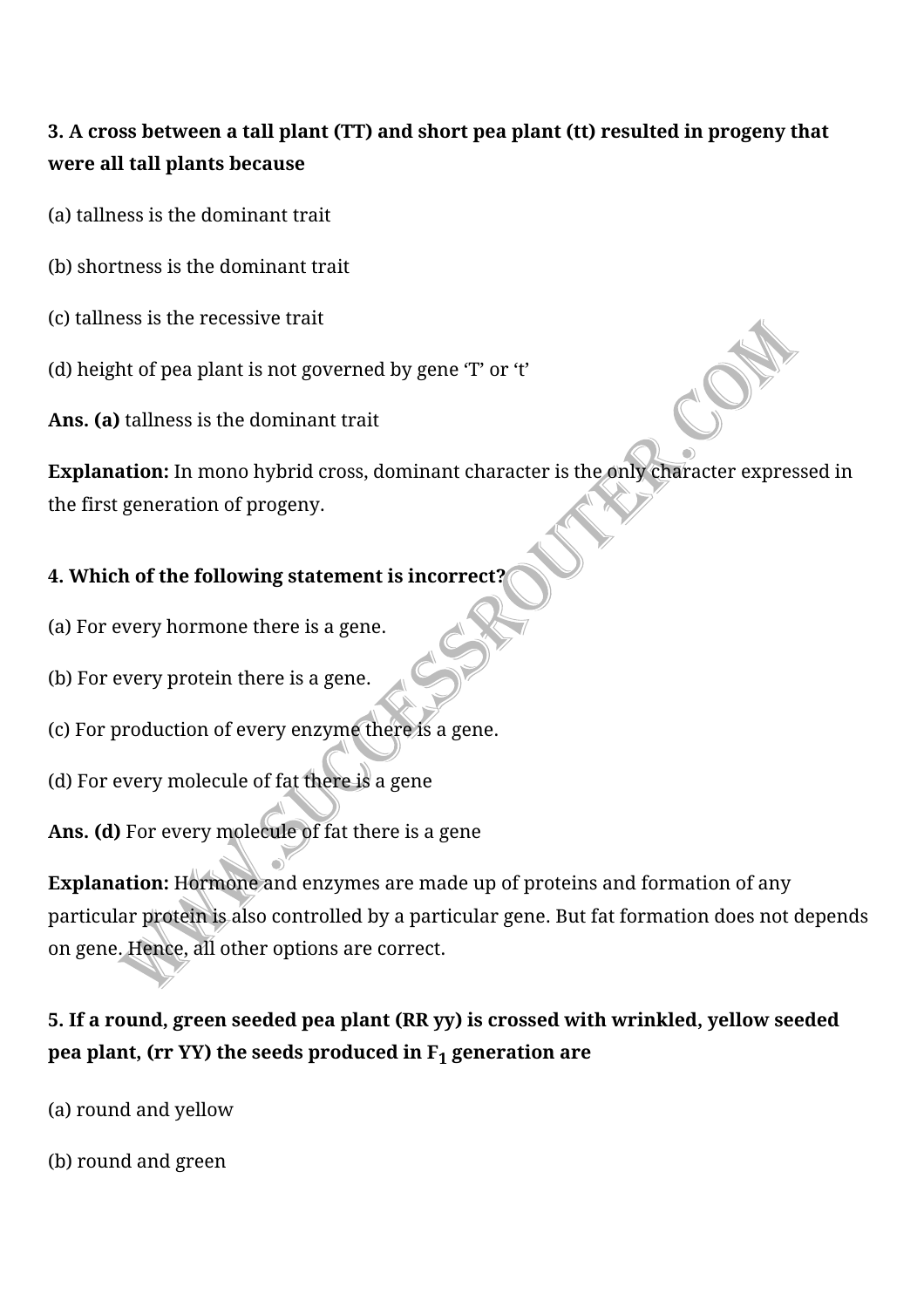**3. A cross between a tall plant (TT) and short pea plant (tt) resulted in progeny that were all tall plants because**

(a) tallness is the dominant trait

(b) shortness is the dominant trait

(c) tallness is the recessive trait

(d) height of pea plant is not governed by gene 'T' or 't'

**Ans. (a)** tallness is the dominant trait

**Explanation:** In mono hybrid cross, dominant character is the only character expressed in the first generation of progeny.

**4. Which of the following statement is incorrect?**

(a) For every hormone there is a gene.

(b) For every protein there is a gene.

(c) For production of every enzyme there is a gene.

(d) For every molecule of fat there is a gene

**Ans. (d)** For every molecule of fat there is a gene

**Explanation:** Hormone and enzymes are made up of proteins and formation of any particular protein is also controlled by a particular gene. But fat formation does not depends on gene. Hence, all other options are correct.

**5. If a round, green seeded pea plant (RR yy) is crossed with wrinkled, yellow seeded pea plant, (rr YY) the seeds produced in $F_1$ generation are**

(a) round and yellow

(b) round and green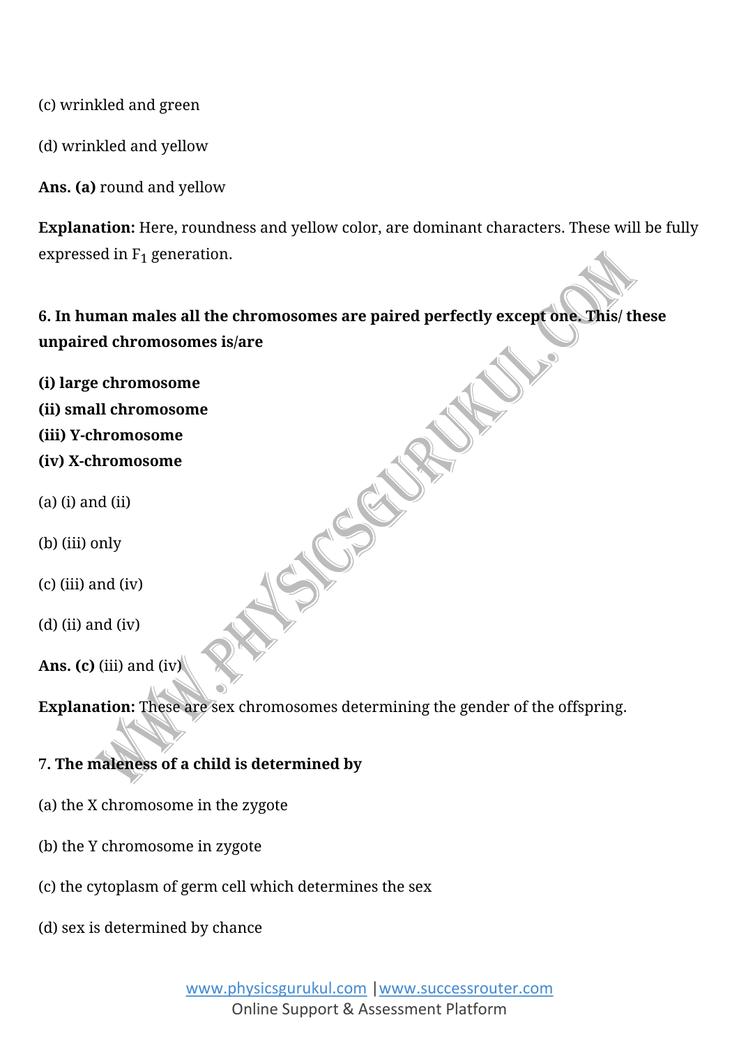(c) wrinkled and green

(d) wrinkled and yellow

**Ans. (a)** round and yellow

**Explanation:** Here, roundness and yellow color, are dominant characters. These will be fully expressed in $F_1$ generation.

**6. In human males all the chromosomes are paired perfectly except one. This/ these unpaired chromosomes is/are**

**(i) large chromosome**
**(ii) small chromosome**
**(iii) Y-chromosome**
**(iv) X-chromosome**

(a) (i) and (ii)

(b) (iii) only

(c) (iii) and (iv)

(d) (ii) and (iv)

**Ans. (c)** (iii) and (iv)

**Explanation:** These are sex chromosomes determining the gender of the offspring.

**7. The maleness of a child is determined by**

(a) the X chromosome in the zygote

(b) the Y chromosome in zygote

(c) the cytoplasm of germ cell which determines the sex

(d) sex is determined by chance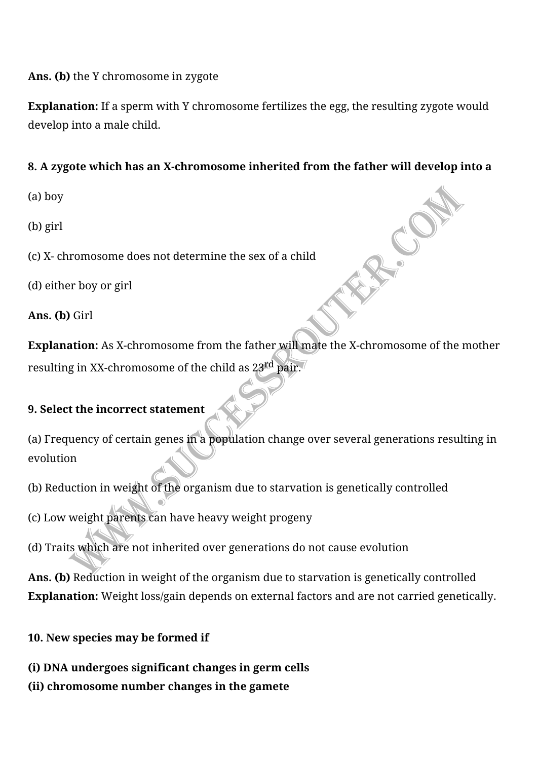**Ans. (b)** the Y chromosome in zygote

**Explanation:** If a sperm with Y chromosome fertilizes the egg, the resulting zygote would develop into a male child.

**8. A zygote which has an X-chromosome inherited from the father will develop into a**

(a) boy

(b) girl

(c) X- chromosome does not determine the sex of a child

(d) either boy or girl

**Ans. (b)** Girl

**Explanation:** As X-chromosome from the father will mate the X-chromosome of the mother resulting in XX-chromosome of the child as 23$^{rd}$ pair.

**9. Select the incorrect statement**

(a) Frequency of certain genes in a population change over several generations resulting in evolution

(b) Reduction in weight of the organism due to starvation is genetically controlled

(c) Low weight parents can have heavy weight progeny

(d) Traits which are not inherited over generations do not cause evolution

**Ans. (b)** Reduction in weight of the organism due to starvation is genetically controlled
**Explanation:** Weight loss/gain depends on external factors and are not carried genetically.

**10. New species may be formed if**

**(i) DNA undergoes significant changes in germ cells**
**(ii) chromosome number changes in the gamete**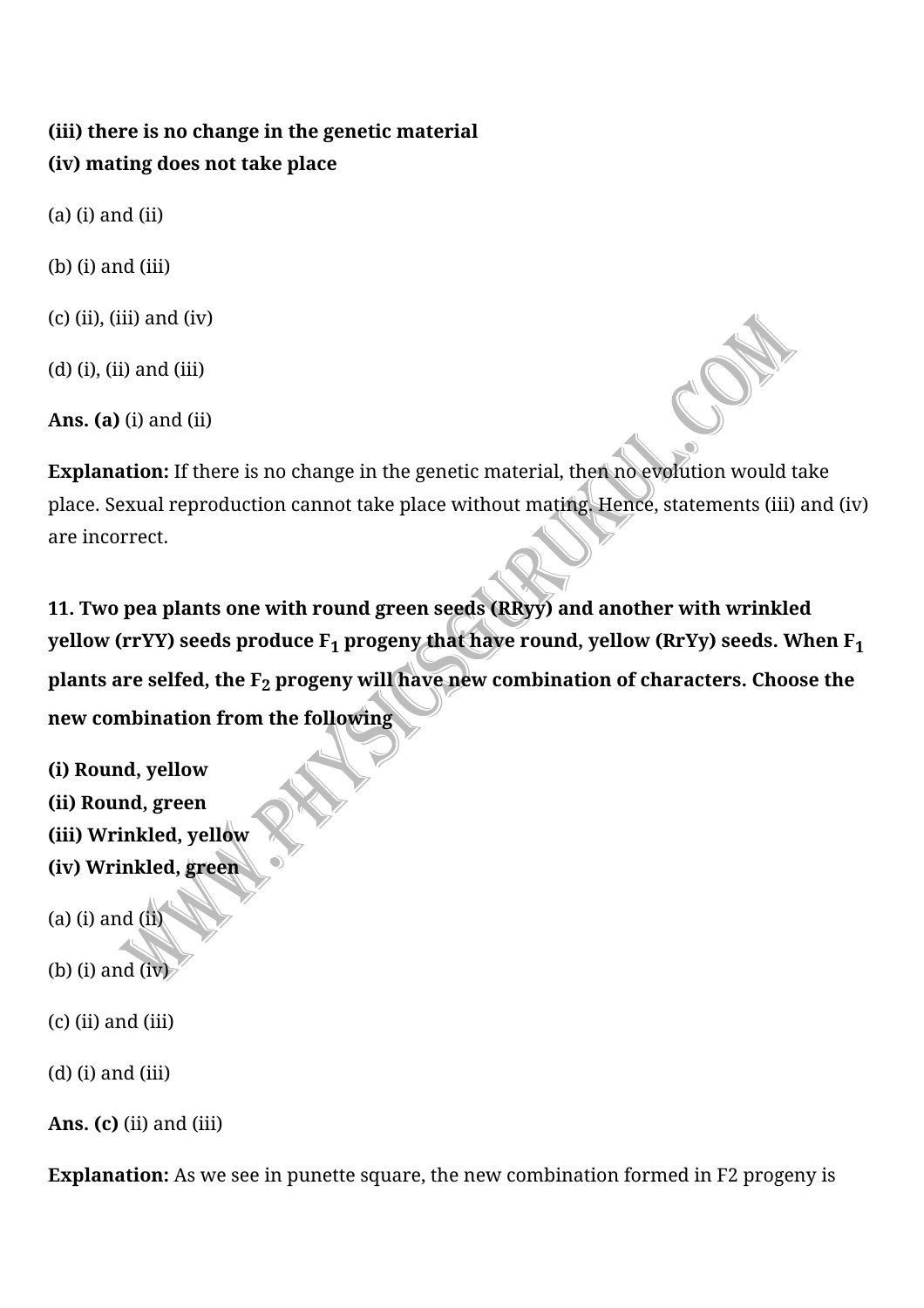**(iii) there is no change in the genetic material**
**(iv) mating does not take place**

(a) (i) and (ii)

(b) (i) and (iii)

(c) (ii), (iii) and (iv)

(d) (i), (ii) and (iii)

**Ans. (a)** (i) and (ii)

**Explanation:** If there is no change in the genetic material, then no evolution would take place. Sexual reproduction cannot take place without mating. Hence, statements (iii) and (iv) are incorrect.

**11. Two pea plants one with round green seeds (RRyy) and another with wrinkled yellow (rrYY) seeds produce $F_1$ progeny that have round, yellow (RrYy) seeds. When $F_1$ plants are selfed, the $F_2$ progeny will have new combination of characters. Choose the new combination from the following**

**(i) Round, yellow**
**(ii) Round, green**
**(iii) Wrinkled, yellow**
**(iv) Wrinkled, green**

(a) (i) and (ii)

(b) (i) and (iv)

(c) (ii) and (iii)

(d) (i) and (iii)

**Ans. (c)** (ii) and (iii)

**Explanation:** As we see in punette square, the new combination formed in F2 progeny is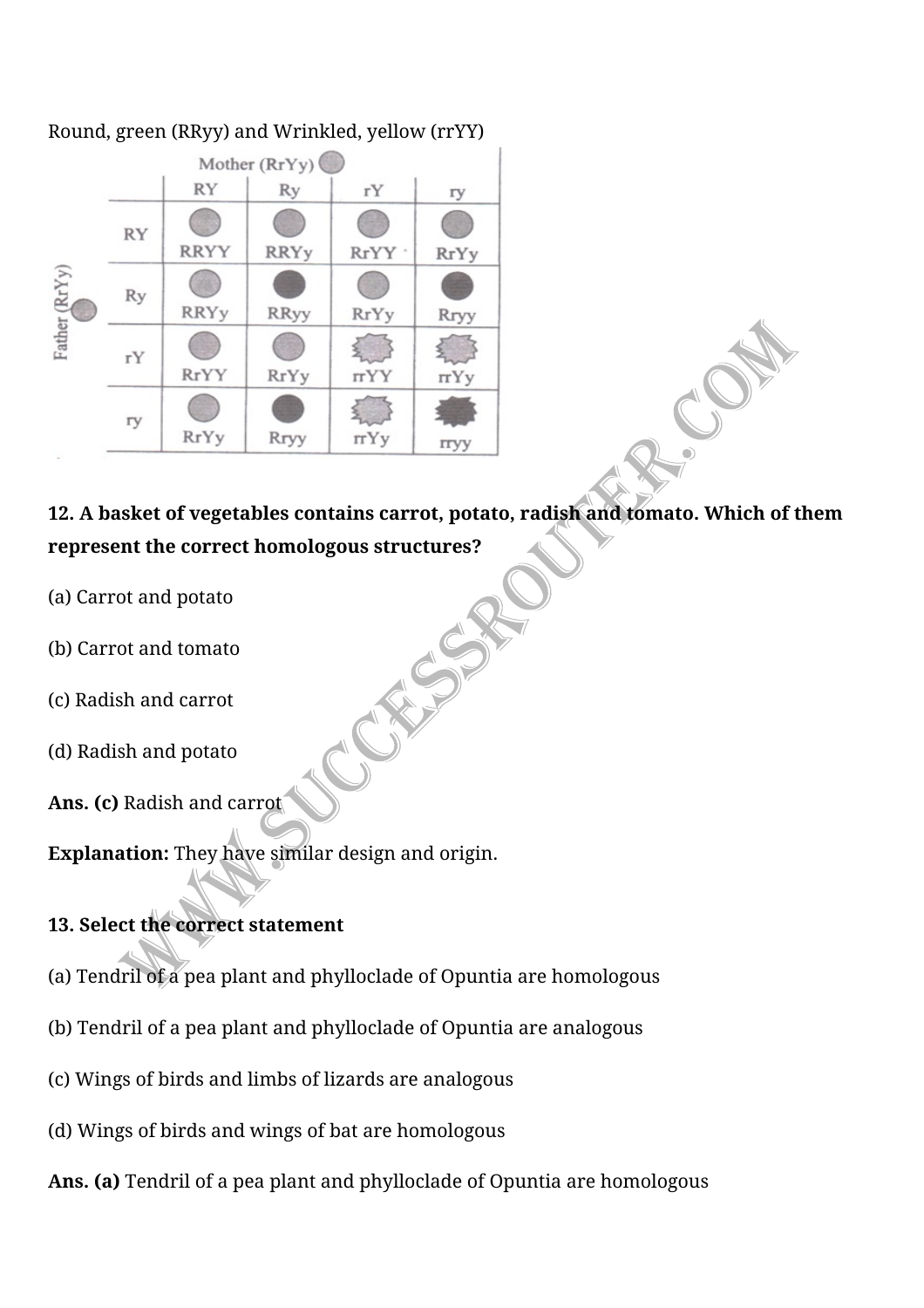Round, green (RRyy) and Wrinkled, yellow (rrYY)

| Father (RrYy) \ Mother (RrYy) | RY | Ry | rY | ry |
|---|---|---|---|---|
| RY | RRYY | RRYy | RrYY | RrYy |
| Ry | RRYy | RRyy | RrYy | Rryy |
| rY | RrYY | RrYy | rrYY | rrYy |
| ry | RrYy | Rryy | rrYy | rryy |

**12. A basket of vegetables contains carrot, potato, radish and tomato. Which of them represent the correct homologous structures?**

(a) Carrot and potato

(b) Carrot and tomato

(c) Radish and carrot

(d) Radish and potato

**Ans. (c)** Radish and carrot

**Explanation:** They have similar design and origin.

**13. Select the correct statement**

(a) Tendril of a pea plant and phylloclade of Opuntia are homologous

(b) Tendril of a pea plant and phylloclade of Opuntia are analogous

(c) Wings of birds and limbs of lizards are analogous

(d) Wings of birds and wings of bat are homologous

**Ans. (a)** Tendril of a pea plant and phylloclade of Opuntia are homologous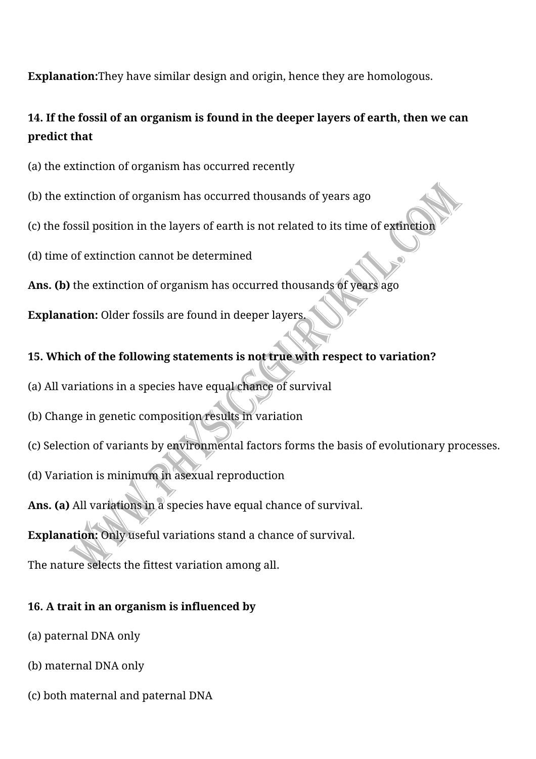**Explanation:**They have similar design and origin, hence they are homologous.

**14. If the fossil of an organism is found in the deeper layers of earth, then we can predict that**

(a) the extinction of organism has occurred recently

(b) the extinction of organism has occurred thousands of years ago

(c) the fossil position in the layers of earth is not related to its time of extinction

(d) time of extinction cannot be determined

**Ans. (b)** the extinction of organism has occurred thousands of years ago

**Explanation:** Older fossils are found in deeper layers.

**15. Which of the following statements is not true with respect to variation?**

(a) All variations in a species have equal chance of survival

(b) Change in genetic composition results in variation

(c) Selection of variants by environmental factors forms the basis of evolutionary processes.

(d) Variation is minimum in asexual reproduction

**Ans. (a)** All variations in a species have equal chance of survival.

**Explanation:** Only useful variations stand a chance of survival.

The nature selects the fittest variation among all.

**16. A trait in an organism is influenced by**

(a) paternal DNA only

(b) maternal DNA only

(c) both maternal and paternal DNA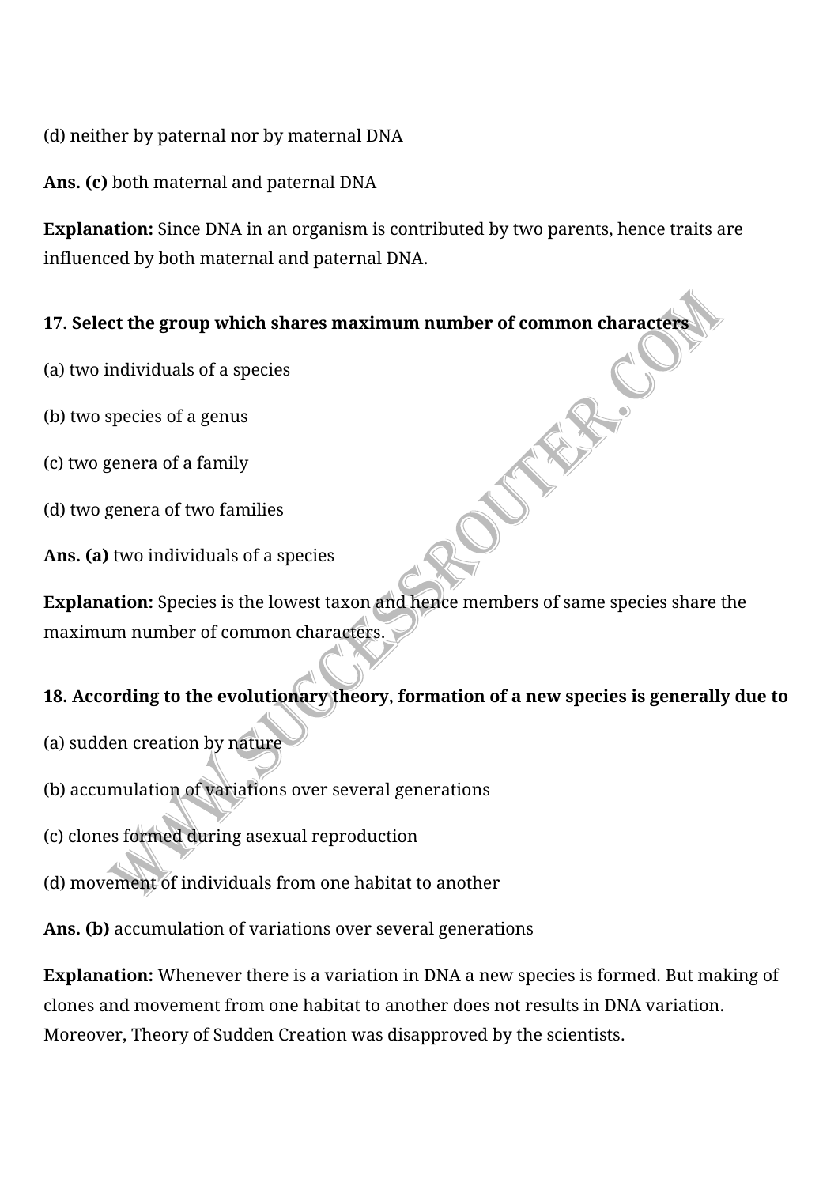(d) neither by paternal nor by maternal DNA

**Ans. (c)** both maternal and paternal DNA

**Explanation:** Since DNA in an organism is contributed by two parents, hence traits are influenced by both maternal and paternal DNA.

**17. Select the group which shares maximum number of common characters**

(a) two individuals of a species

(b) two species of a genus

(c) two genera of a family

(d) two genera of two families

**Ans. (a)** two individuals of a species

**Explanation:** Species is the lowest taxon and hence members of same species share the maximum number of common characters.

**18. According to the evolutionary theory, formation of a new species is generally due to**

(a) sudden creation by nature

(b) accumulation of variations over several generations

(c) clones formed during asexual reproduction

(d) movement of individuals from one habitat to another

**Ans. (b)** accumulation of variations over several generations

**Explanation:** Whenever there is a variation in DNA a new species is formed. But making of clones and movement from one habitat to another does not results in DNA variation. Moreover, Theory of Sudden Creation was disapproved by the scientists.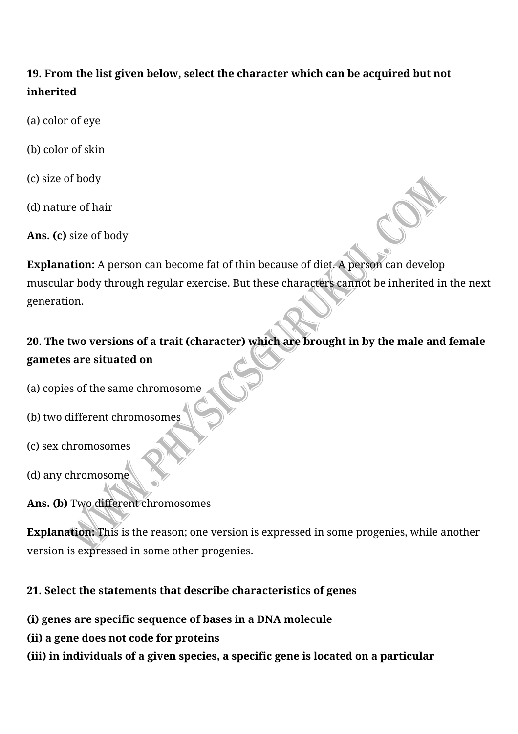**19. From the list given below, select the character which can be acquired but not inherited**

(a) color of eye

(b) color of skin

(c) size of body

(d) nature of hair

**Ans. (c)** size of body

**Explanation:** A person can become fat of thin because of diet. A person can develop muscular body through regular exercise. But these characters cannot be inherited in the next generation.

**20. The two versions of a trait (character) which are brought in by the male and female gametes are situated on**

(a) copies of the same chromosome

(b) two different chromosomes

(c) sex chromosomes

(d) any chromosome

**Ans. (b)** Two different chromosomes

**Explanation:** This is the reason; one version is expressed in some progenies, while another version is expressed in some other progenies.

**21. Select the statements that describe characteristics of genes**

**(i) genes are specific sequence of bases in a DNA molecule**
**(ii) a gene does not code for proteins**
**(iii) in individuals of a given species, a specific gene is located on a particular**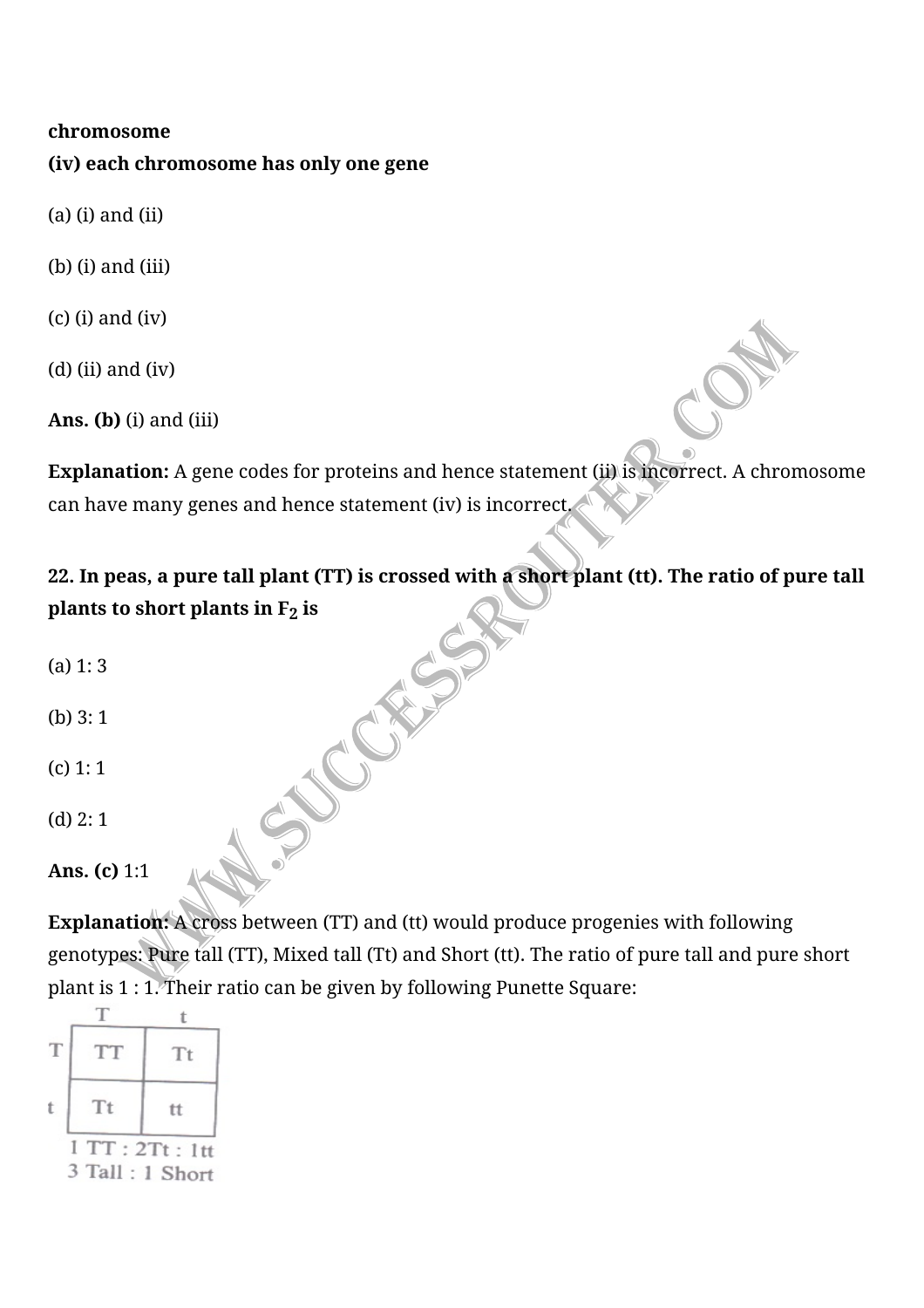**chromosome**

**(iv) each chromosome has only one gene**

(a) (i) and (ii)

(b) (i) and (iii)

(c) (i) and (iv)

(d) (ii) and (iv)

**Ans. (b)** (i) and (iii)

**Explanation:** A gene codes for proteins and hence statement (ii) is incorrect. A chromosome can have many genes and hence statement (iv) is incorrect.

**22. In peas, a pure tall plant (TT) is crossed with a short plant (tt). The ratio of pure tall plants to short plants in $F_2$ is**

(a) 1: 3

(b) 3: 1

(c) 1: 1

(d) 2: 1

**Ans. (c)** 1:1

**Explanation:** A cross between (TT) and (tt) would produce progenies with following genotypes: Pure tall (TT), Mixed tall (Tt) and Short (tt). The ratio of pure tall and pure short plant is 1 : 1. Their ratio can be given by following Punette Square:

| | T | t |
|---|---|---|
| T | TT | Tt |
| t | Tt | tt |

1 TT : 2Tt : 1tt

3 Tall : 1 Short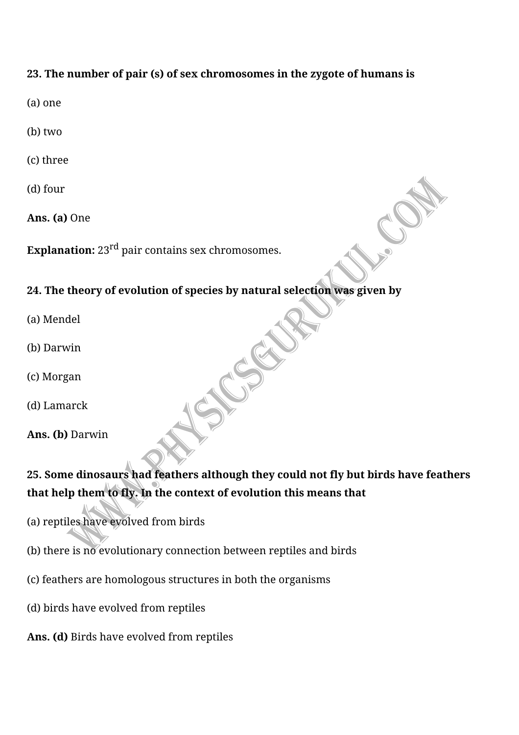**23. The number of pair (s) of sex chromosomes in the zygote of humans is**

(a) one

(b) two

(c) three

(d) four

**Ans. (a)** One

**Explanation:** $23^{rd}$ pair contains sex chromosomes.

**24. The theory of evolution of species by natural selection was given by**

(a) Mendel

(b) Darwin

(c) Morgan

(d) Lamarck

**Ans. (b)** Darwin

**25. Some dinosaurs had feathers although they could not fly but birds have feathers that help them to fly. In the context of evolution this means that**

(a) reptiles have evolved from birds

(b) there is no evolutionary connection between reptiles and birds

(c) feathers are homologous structures in both the organisms

(d) birds have evolved from reptiles

**Ans. (d)** Birds have evolved from reptiles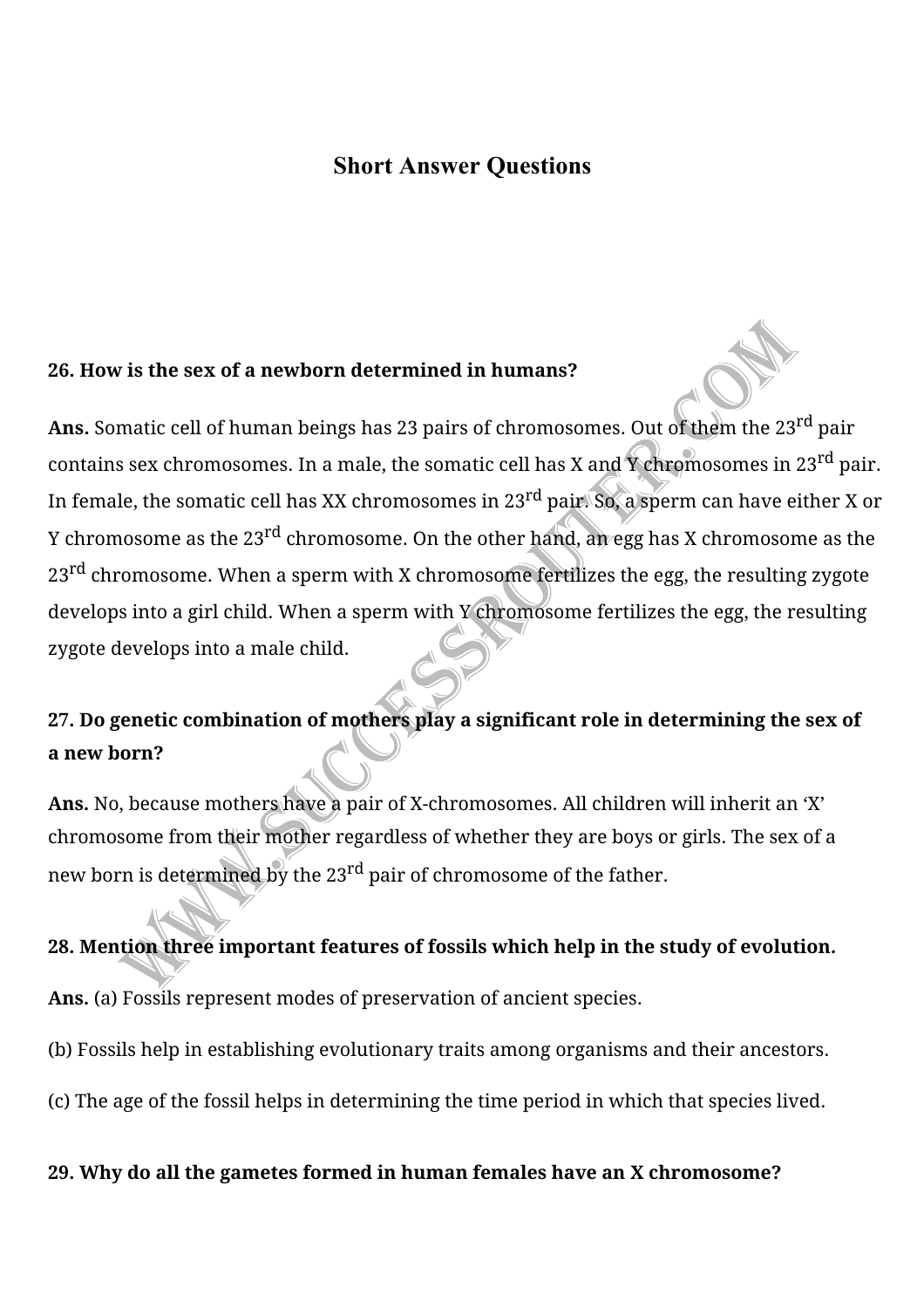## Short Answer Questions

**26. How is the sex of a newborn determined in humans?**

**Ans.** Somatic cell of human beings has 23 pairs of chromosomes. Out of them the 23rd pair contains sex chromosomes. In a male, the somatic cell has X and Y chromosomes in 23rd pair. In female, the somatic cell has XX chromosomes in 23rd pair. So, a sperm can have either X or Y chromosome as the 23rd chromosome. On the other hand, an egg has X chromosome as the 23rd chromosome. When a sperm with X chromosome fertilizes the egg, the resulting zygote develops into a girl child. When a sperm with Y chromosome fertilizes the egg, the resulting zygote develops into a male child.

**27. Do genetic combination of mothers play a significant role in determining the sex of a new born?**

**Ans.** No, because mothers have a pair of X-chromosomes. All children will inherit an 'X' chromosome from their mother regardless of whether they are boys or girls. The sex of a new born is determined by the 23rd pair of chromosome of the father.

**28. Mention three important features of fossils which help in the study of evolution.**

**Ans.** (a) Fossils represent modes of preservation of ancient species.

(b) Fossils help in establishing evolutionary traits among organisms and their ancestors.

(c) The age of the fossil helps in determining the time period in which that species lived.

**29. Why do all the gametes formed in human females have an X chromosome?**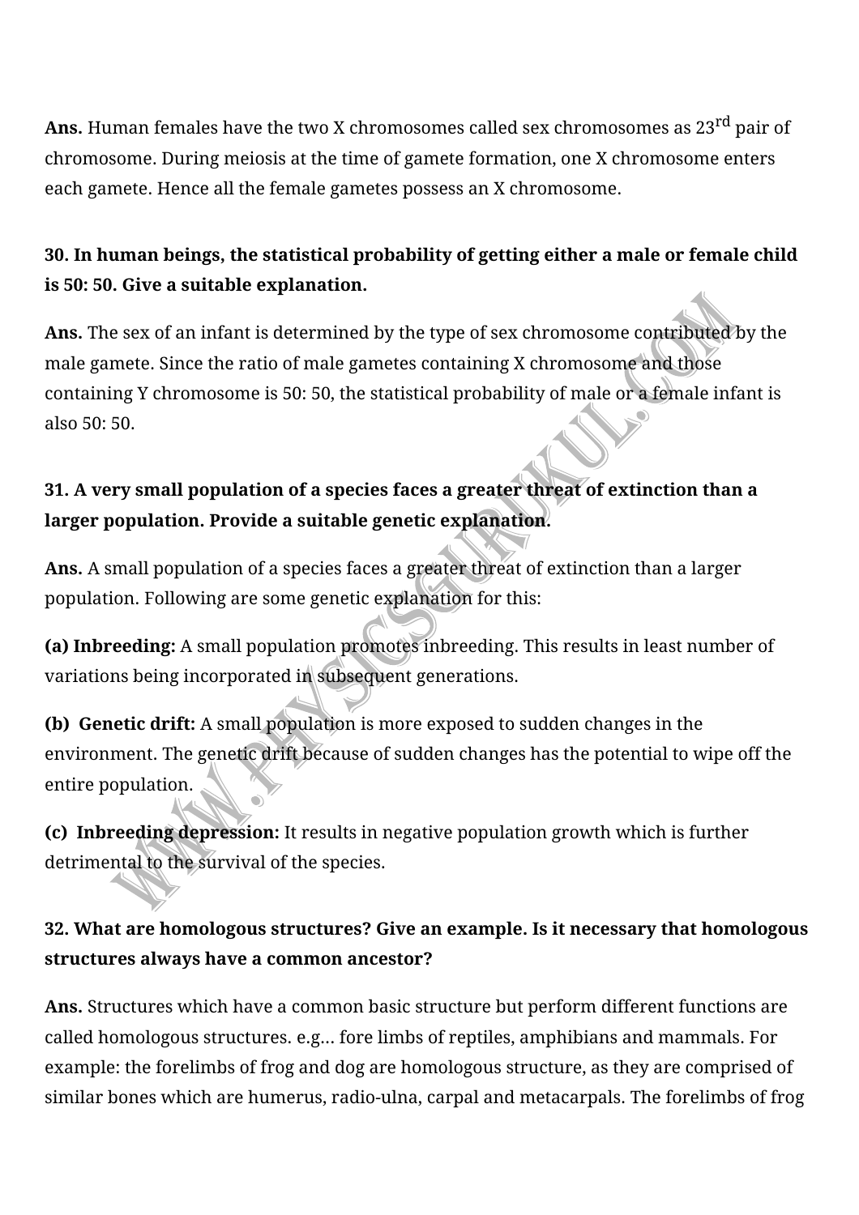**Ans.** Human females have the two X chromosomes called sex chromosomes as 23$^{rd}$ pair of chromosome. During meiosis at the time of gamete formation, one X chromosome enters each gamete. Hence all the female gametes possess an X chromosome.

**30. In human beings, the statistical probability of getting either a male or female child is 50: 50. Give a suitable explanation.**

**Ans.** The sex of an infant is determined by the type of sex chromosome contributed by the male gamete. Since the ratio of male gametes containing X chromosome and those containing Y chromosome is 50: 50, the statistical probability of male or a female infant is also 50: 50.

**31. A very small population of a species faces a greater threat of extinction than a larger population. Provide a suitable genetic explanation.**

**Ans.** A small population of a species faces a greater threat of extinction than a larger population. Following are some genetic explanation for this:

**(a) Inbreeding:** A small population promotes inbreeding. This results in least number of variations being incorporated in subsequent generations.

**(b) Genetic drift:** A small population is more exposed to sudden changes in the environment. The genetic drift because of sudden changes has the potential to wipe off the entire population.

**(c) Inbreeding depression:** It results in negative population growth which is further detrimental to the survival of the species.

**32. What are homologous structures? Give an example. Is it necessary that homologous structures always have a common ancestor?**

**Ans.** Structures which have a common basic structure but perform different functions are called homologous structures. e.g... fore limbs of reptiles, amphibians and mammals. For example: the forelimbs of frog and dog are homologous structure, as they are comprised of similar bones which are humerus, radio-ulna, carpal and metacarpals. The forelimbs of frog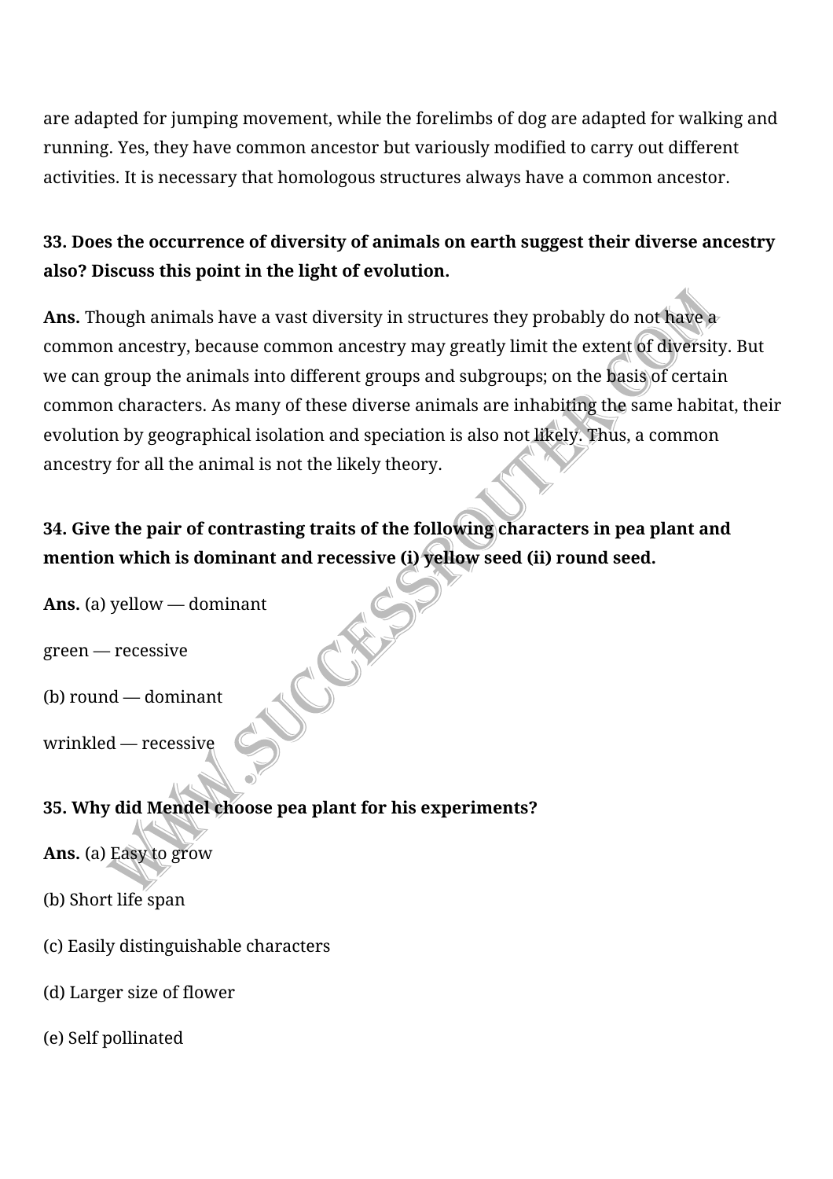are adapted for jumping movement, while the forelimbs of dog are adapted for walking and running. Yes, they have common ancestor but variously modified to carry out different activities. It is necessary that homologous structures always have a common ancestor.

**33. Does the occurrence of diversity of animals on earth suggest their diverse ancestry also? Discuss this point in the light of evolution.**

**Ans.** Though animals have a vast diversity in structures they probably do not have a common ancestry, because common ancestry may greatly limit the extent of diversity. But we can group the animals into different groups and subgroups; on the basis of certain common characters. As many of these diverse animals are inhabiting the same habitat, their evolution by geographical isolation and speciation is also not likely. Thus, a common ancestry for all the animal is not the likely theory.

**34. Give the pair of contrasting traits of the following characters in pea plant and mention which is dominant and recessive (i) yellow seed (ii) round seed.**

**Ans.** (a) yellow — dominant

green — recessive

(b) round — dominant

wrinkled — recessive

**35. Why did Mendel choose pea plant for his experiments?**

**Ans.** (a) Easy to grow

(b) Short life span

(c) Easily distinguishable characters

(d) Larger size of flower

(e) Self pollinated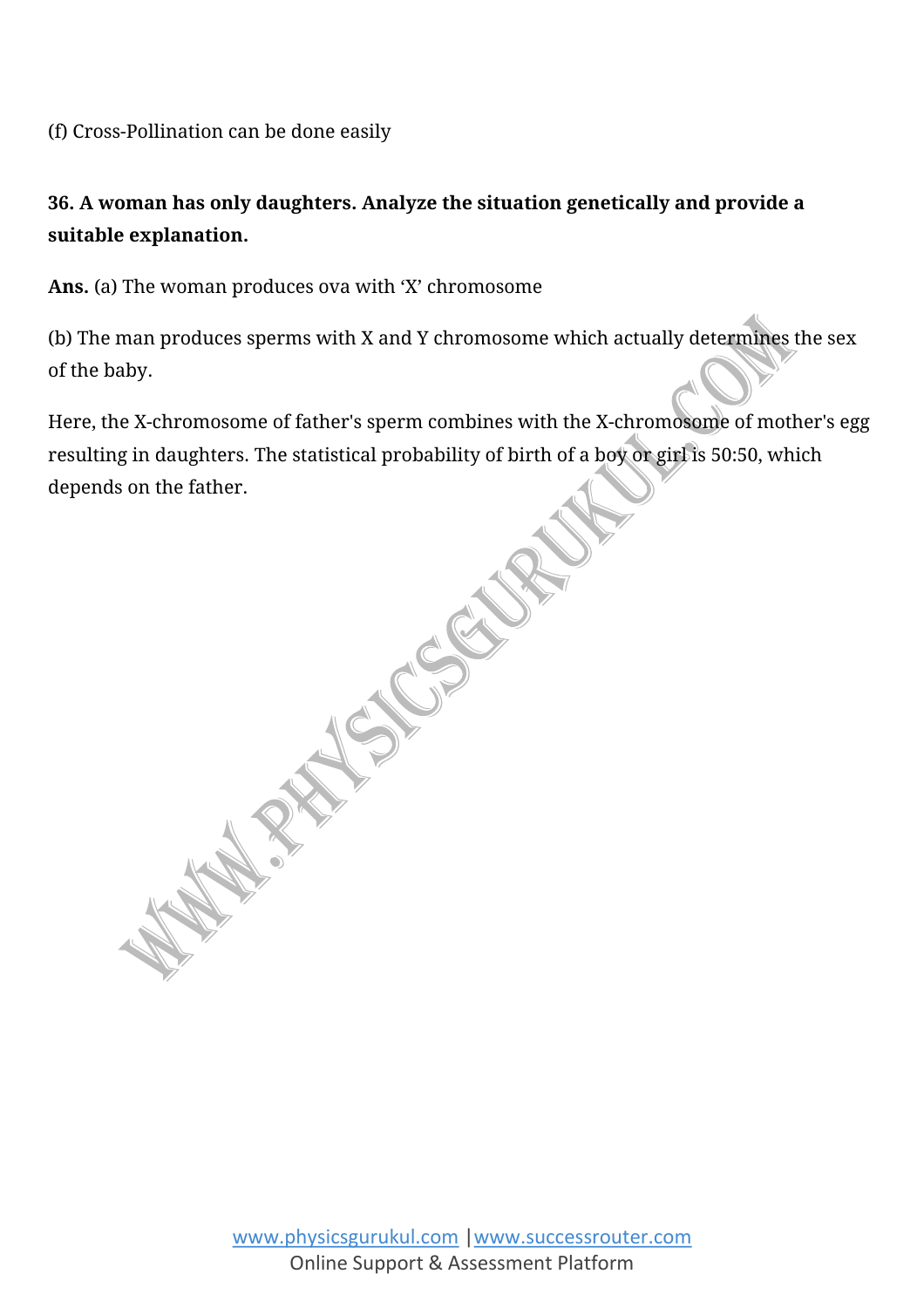(f) Cross-Pollination can be done easily

**36. A woman has only daughters. Analyze the situation genetically and provide a suitable explanation.**

**Ans.** (a) The woman produces ova with 'X' chromosome

(b) The man produces sperms with X and Y chromosome which actually determines the sex of the baby.

Here, the X-chromosome of father's sperm combines with the X-chromosome of mother's egg resulting in daughters. The statistical probability of birth of a boy or girl is 50:50, which depends on the father.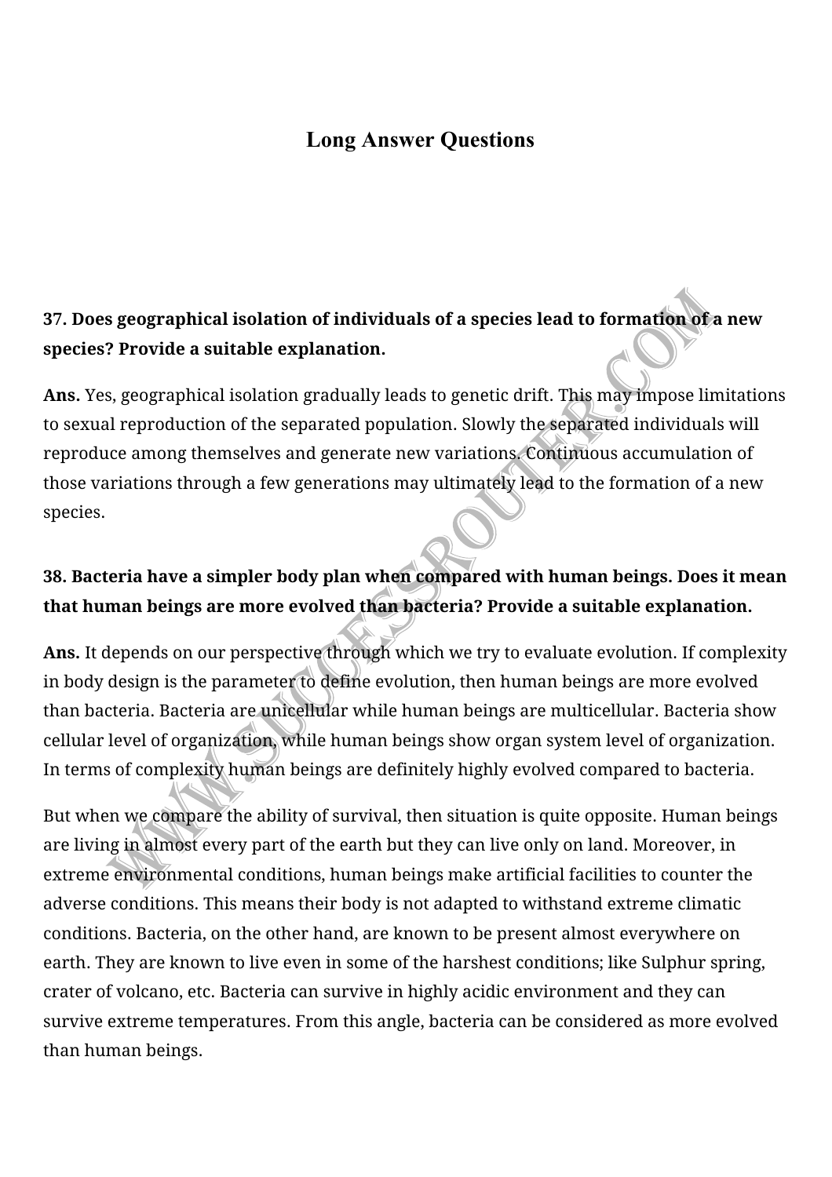## Long Answer Questions

**37. Does geographical isolation of individuals of a species lead to formation of a new species? Provide a suitable explanation.**

**Ans.** Yes, geographical isolation gradually leads to genetic drift. This may impose limitations to sexual reproduction of the separated population. Slowly the separated individuals will reproduce among themselves and generate new variations. Continuous accumulation of those variations through a few generations may ultimately lead to the formation of a new species.

**38. Bacteria have a simpler body plan when compared with human beings. Does it mean that human beings are more evolved than bacteria? Provide a suitable explanation.**

**Ans.** It depends on our perspective through which we try to evaluate evolution. If complexity in body design is the parameter to define evolution, then human beings are more evolved than bacteria. Bacteria are unicellular while human beings are multicellular. Bacteria show cellular level of organization, while human beings show organ system level of organization. In terms of complexity human beings are definitely highly evolved compared to bacteria.

But when we compare the ability of survival, then situation is quite opposite. Human beings are living in almost every part of the earth but they can live only on land. Moreover, in extreme environmental conditions, human beings make artificial facilities to counter the adverse conditions. This means their body is not adapted to withstand extreme climatic conditions. Bacteria, on the other hand, are known to be present almost everywhere on earth. They are known to live even in some of the harshest conditions; like Sulphur spring, crater of volcano, etc. Bacteria can survive in highly acidic environment and they can survive extreme temperatures. From this angle, bacteria can be considered as more evolved than human beings.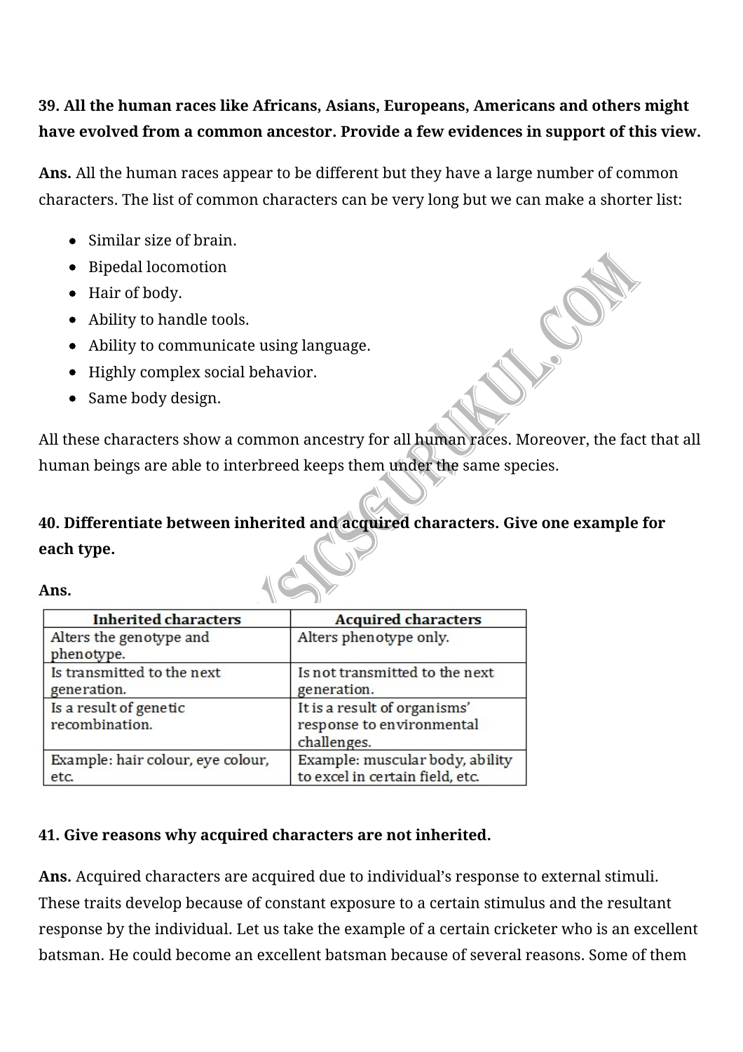**39. All the human races like Africans, Asians, Europeans, Americans and others might have evolved from a common ancestor. Provide a few evidences in support of this view.**

**Ans.** All the human races appear to be different but they have a large number of common characters. The list of common characters can be very long but we can make a shorter list:

- Similar size of brain.
- Bipedal locomotion
- Hair of body.
- Ability to handle tools.
- Ability to communicate using language.
- Highly complex social behavior.
- Same body design.

All these characters show a common ancestry for all human races. Moreover, the fact that all human beings are able to interbreed keeps them under the same species.

**40. Differentiate between inherited and acquired characters. Give one example for each type.**

**Ans.**

| Inherited characters | Acquired characters |
|---|---|
| Alters the genotype and phenotype. | Alters phenotype only. |
| Is transmitted to the next generation. | Is not transmitted to the next generation. |
| Is a result of genetic recombination. | It is a result of organisms' response to environmental challenges. |
| Example: hair colour, eye colour, etc. | Example: muscular body, ability to excel in certain field, etc. |

**41. Give reasons why acquired characters are not inherited.**

**Ans.** Acquired characters are acquired due to individual's response to external stimuli. These traits develop because of constant exposure to a certain stimulus and the resultant response by the individual. Let us take the example of a certain cricketer who is an excellent batsman. He could become an excellent batsman because of several reasons. Some of them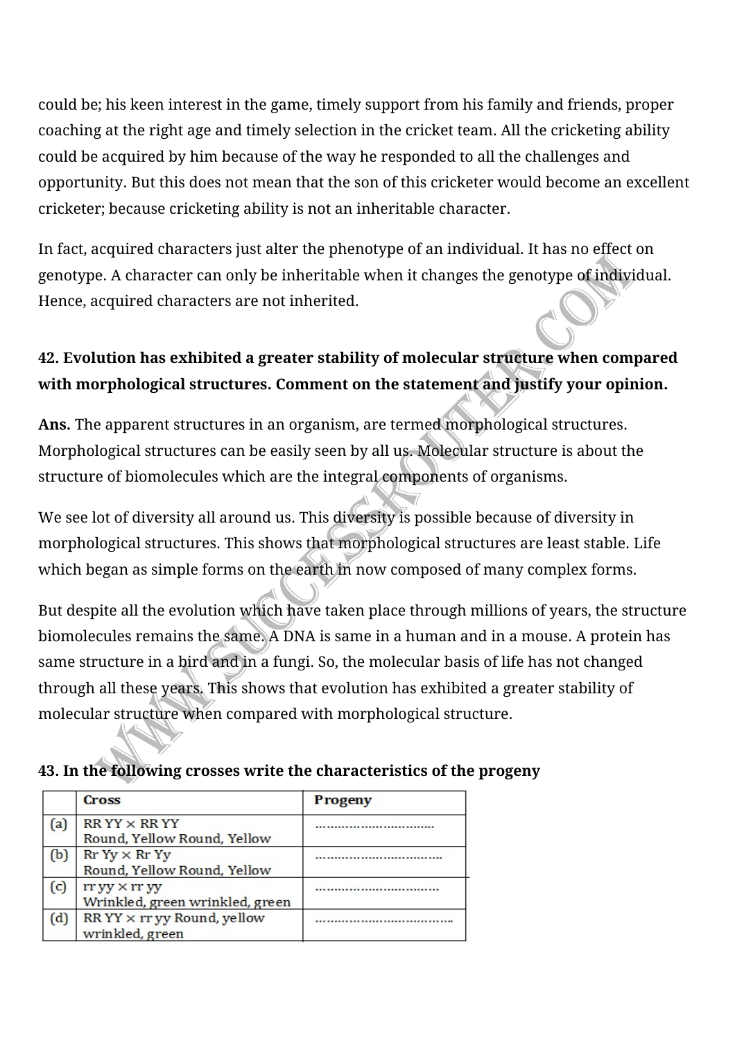could be; his keen interest in the game, timely support from his family and friends, proper coaching at the right age and timely selection in the cricket team. All the cricketing ability could be acquired by him because of the way he responded to all the challenges and opportunity. But this does not mean that the son of this cricketer would become an excellent cricketer; because cricketing ability is not an inheritable character.

In fact, acquired characters just alter the phenotype of an individual. It has no effect on genotype. A character can only be inheritable when it changes the genotype of individual. Hence, acquired characters are not inherited.

**42. Evolution has exhibited a greater stability of molecular structure when compared with morphological structures. Comment on the statement and justify your opinion.**

**Ans.** The apparent structures in an organism, are termed morphological structures. Morphological structures can be easily seen by all us. Molecular structure is about the structure of biomolecules which are the integral components of organisms.

We see lot of diversity all around us. This diversity is possible because of diversity in morphological structures. This shows that morphological structures are least stable. Life which began as simple forms on the earth in now composed of many complex forms.

But despite all the evolution which have taken place through millions of years, the structure biomolecules remains the same. A DNA is same in a human and in a mouse. A protein has same structure in a bird and in a fungi. So, the molecular basis of life has not changed through all these years. This shows that evolution has exhibited a greater stability of molecular structure when compared with morphological structure.

**43. In the following crosses write the characteristics of the progeny**

| | Cross | Progeny |
|---|---|---|
| (a) | RR YY × RR YY<br>Round, Yellow Round, Yellow | ............................ |
| (b) | Rr Yy × Rr Yy<br>Round, Yellow Round, Yellow | ............................ |
| (c) | rr yy × rr yy<br>Wrinkled, green wrinkled, green | ............................ |
| (d) | RR YY × rr yy Round, yellow<br>wrinkled, green | ............................ |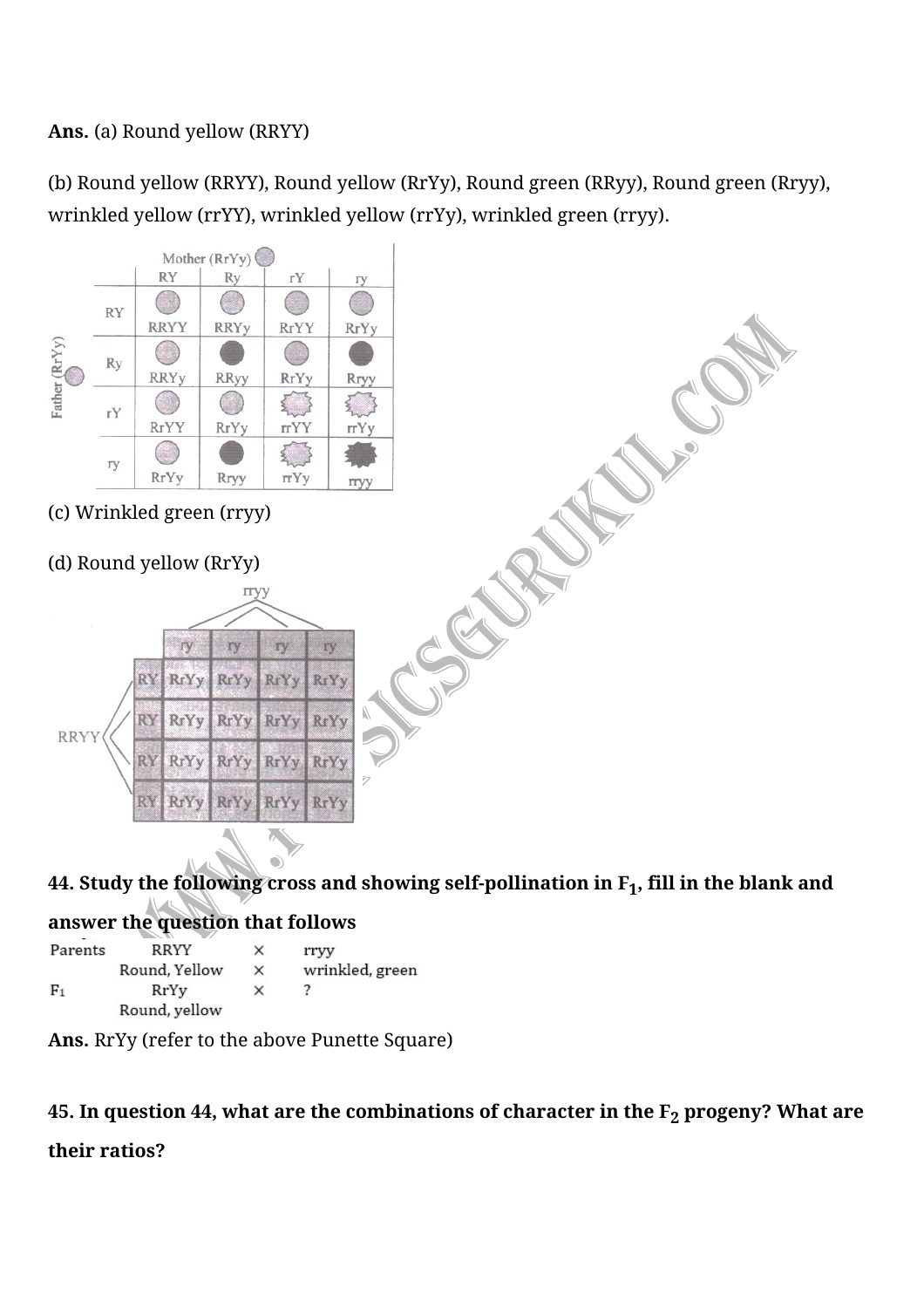**Ans.** (a) Round yellow (RRYY)

(b) Round yellow (RRYY), Round yellow (RrYy), Round green (RRyy), Round green (Rryy), wrinkled yellow (rrYY), wrinkled yellow (rrYy), wrinkled green (rryy).

| | Mother (RrYy) | | | |
|---|---|---|---|---|
| Father (RrYy) | RY | Ry | rY | ry |
| RY | RRYY | RRYy | RrYY | RrYy |
| Ry | RRYy | RRyy | RrYy | Rryy |
| rY | RrYY | RrYy | rrYY | rrYy |
| ry | RrYy | Rryy | rrYy | rryy |

(c) Wrinkled green (rryy)

(d) Round yellow (RrYy)

| RRYY \ rryy | ry | ry | ry | ry |
|---|---|---|---|---|
| RY | RrYy | RrYy | RrYy | RrYy |
| RY | RrYy | RrYy | RrYy | RrYy |
| RY | RrYy | RrYy | RrYy | RrYy |
| RY | RrYy | RrYy | RrYy | RrYy |

**44. Study the following cross and showing self-pollination in $F_1$, fill in the blank and answer the question that follows**

| | | | |
|---|---|---|---|
| Parents | RRYY | × | rryy |
| | Round, Yellow | × | wrinkled, green |
| $F_1$ | RrYy | × | ? |
| | Round, yellow | | |

**Ans.** RrYy (refer to the above Punette Square)

**45. In question 44, what are the combinations of character in the $F_2$ progeny? What are their ratios?**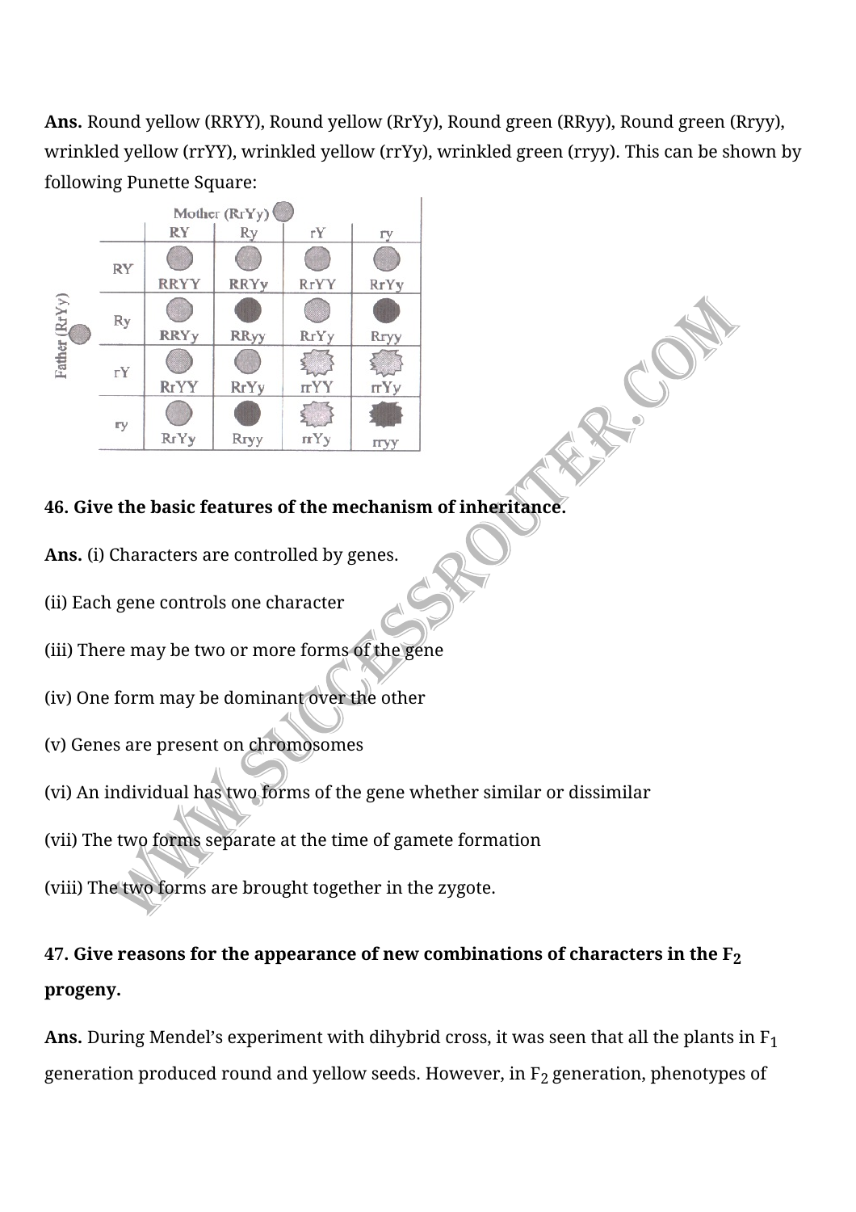**Ans.** Round yellow (RRYY), Round yellow (RrYy), Round green (RRyy), Round green (Rryy), wrinkled yellow (rrYY), wrinkled yellow (rrYy), wrinkled green (rryy). This can be shown by following Punette Square:

| Father (RrYy) \ Mother (RrYy) | RY | Ry | rY | ry |
|---|---|---|---|---|
| RY | RRYY | RRYy | RrYY | RrYy |
| Ry | RRYy | RRyy | RrYy | Rryy |
| rY | RrYY | RrYy | rrYY | rrYy |
| ry | RrYy | Rryy | rrYy | rryy |

**46. Give the basic features of the mechanism of inheritance.**

**Ans.** (i) Characters are controlled by genes.

(ii) Each gene controls one character

(iii) There may be two or more forms of the gene

(iv) One form may be dominant over the other

(v) Genes are present on chromosomes

(vi) An individual has two forms of the gene whether similar or dissimilar

(vii) The two forms separate at the time of gamete formation

(viii) The two forms are brought together in the zygote.

**47. Give reasons for the appearance of new combinations of characters in the $F_2$ progeny.**

**Ans.** During Mendel's experiment with dihybrid cross, it was seen that all the plants in $F_1$ generation produced round and yellow seeds. However, in $F_2$ generation, phenotypes of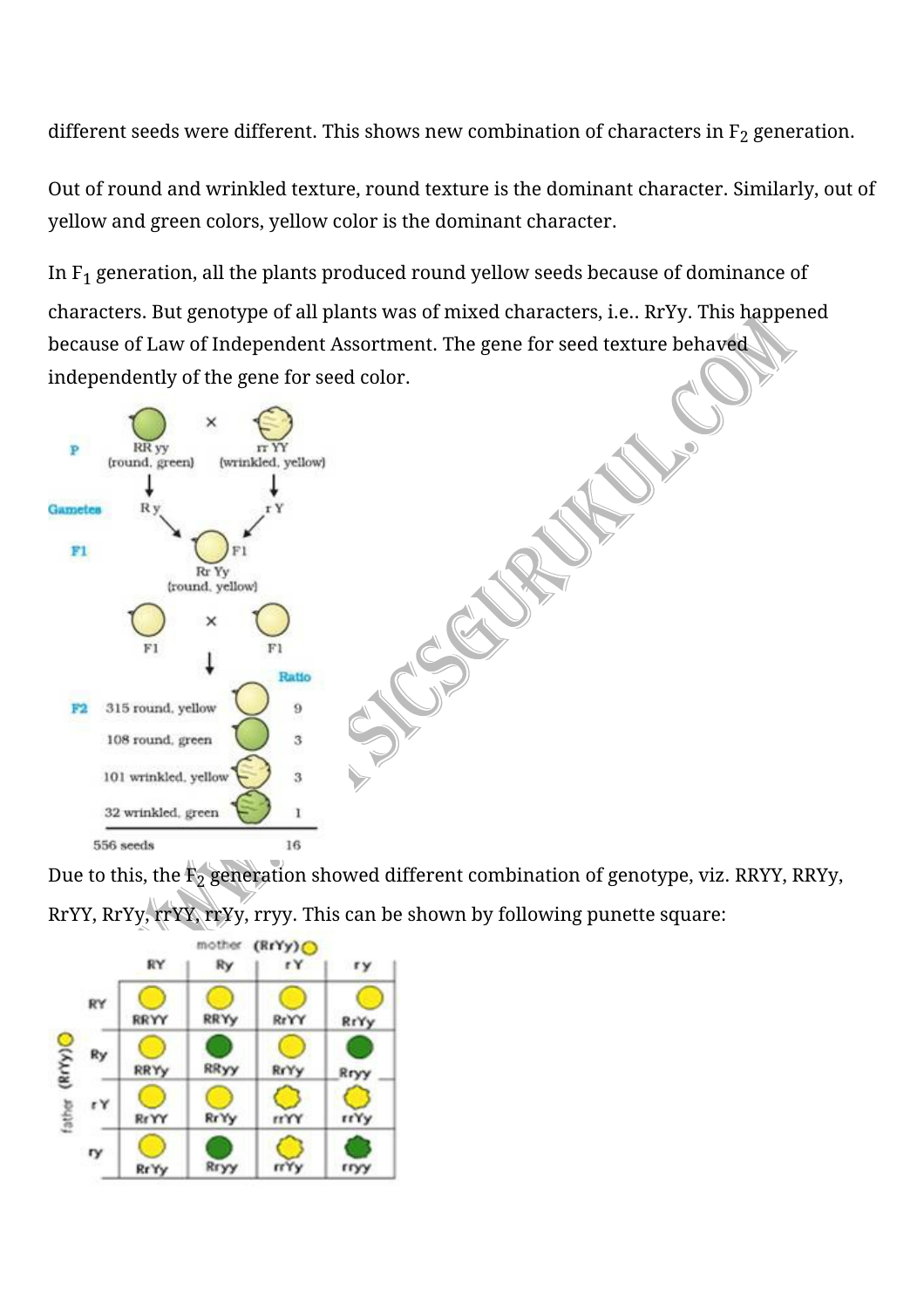different seeds were different. This shows new combination of characters in $F_2$ generation.

Out of round and wrinkled texture, round texture is the dominant character. Similarly, out of yellow and green colors, yellow color is the dominant character.

In $F_1$ generation, all the plants produced round yellow seeds because of dominance of characters. But genotype of all plants was of mixed characters, i.e.. RrYy. This happened because of Law of Independent Assortment. The gene for seed texture behaved independently of the gene for seed color.

P
RR yy (round, green) × rr YY (wrinkled, yellow)

Gametes
R y
r Y

F1
Rr Yy (round, yellow)

F1 × F1

F2
Ratio
315 round, yellow 9
108 round, green 3
101 wrinkled, yellow 3
32 wrinkled, green 1
556 seeds 16

Due to this, the $F_2$ generation showed different combination of genotype, viz. RRYY, RRYy, RrYY, RrYy, rrYY, rrYy, rryy. This can be shown by following punette square:

| father (RrYy) \ mother (RrYy) | RY | Ry | rY | ry |
|---|---|---|---|---|
| RY | RRYY | RRYy | RrYY | RrYy |
| Ry | RRYy | RRyy | RrYy | Rryy |
| rY | RrYY | RrYy | rrYY | rrYy |
| ry | RrYy | Rryy | rrYy | rryy |